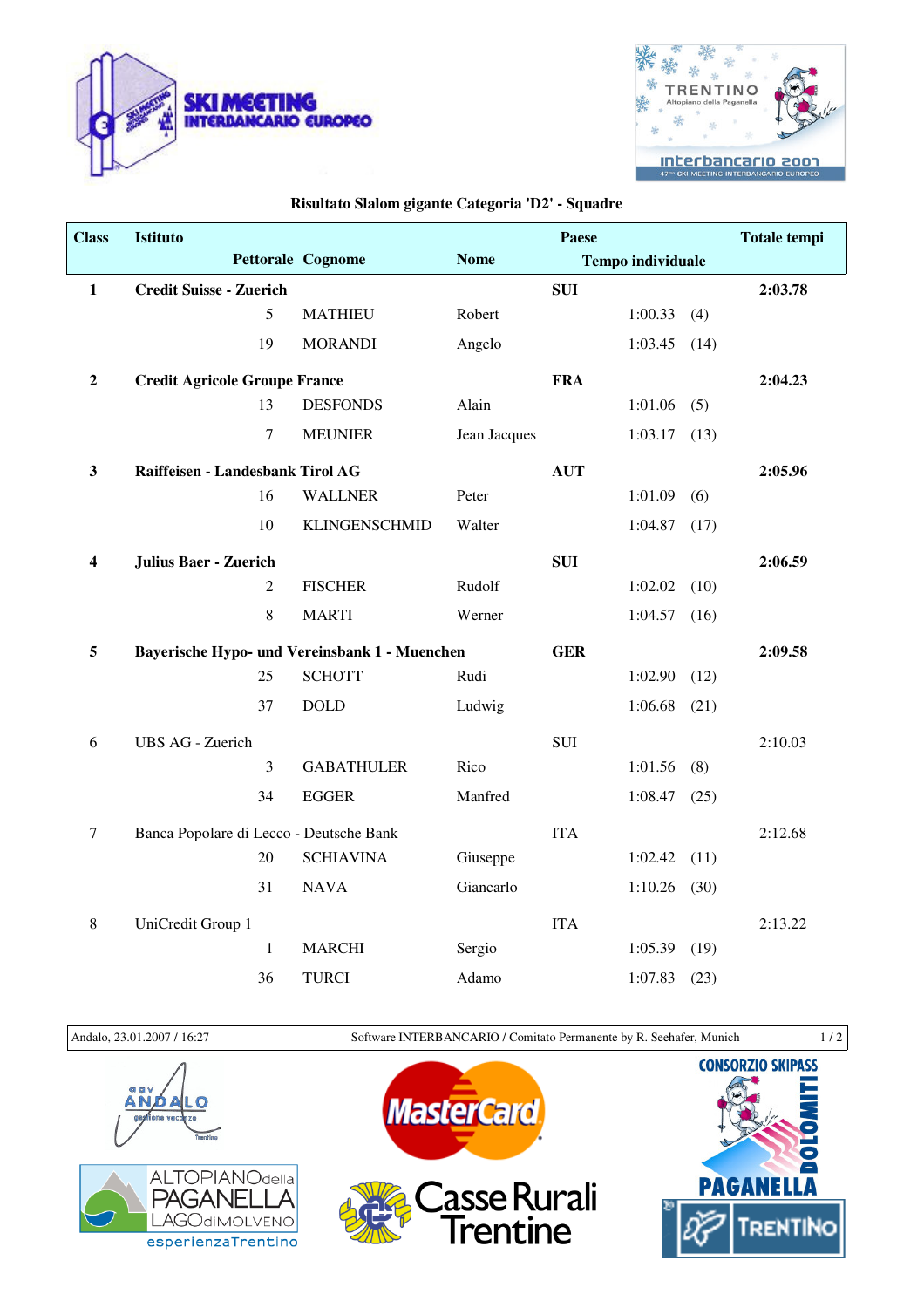## Risultato Slalom gigante Categoria 'D2' - Squadre

| Class | Istituto / Pettorale | Cognome | Nome | Paese / Tempo individuale | | Totale tempi |
|---|---|---|---|---|---|---|
| **1** | **Credit Suisse - Zuerich** | | | **SUI** | | **2:03.78** |
| | 5 | MATHIEU | Robert | 1:00.33 | (4) | |
| | 19 | MORANDI | Angelo | 1:03.45 | (14) | |
| **2** | **Credit Agricole Groupe France** | | | **FRA** | | **2:04.23** |
| | 13 | DESFONDS | Alain | 1:01.06 | (5) | |
| | 7 | MEUNIER | Jean Jacques | 1:03.17 | (13) | |
| **3** | **Raiffeisen - Landesbank Tirol AG** | | | **AUT** | | **2:05.96** |
| | 16 | WALLNER | Peter | 1:01.09 | (6) | |
| | 10 | KLINGENSCHMID | Walter | 1:04.87 | (17) | |
| **4** | **Julius Baer - Zuerich** | | | **SUI** | | **2:06.59** |
| | 2 | FISCHER | Rudolf | 1:02.02 | (10) | |
| | 8 | MARTI | Werner | 1:04.57 | (16) | |
| **5** | **Bayerische Hypo- und Vereinsbank 1 - Muenchen** | | | **GER** | | **2:09.58** |
| | 25 | SCHOTT | Rudi | 1:02.90 | (12) | |
| | 37 | DOLD | Ludwig | 1:06.68 | (21) | |
| 6 | UBS AG - Zuerich | | | SUI | | 2:10.03 |
| | 3 | GABATHULER | Rico | 1:01.56 | (8) | |
| | 34 | EGGER | Manfred | 1:08.47 | (25) | |
| 7 | Banca Popolare di Lecco - Deutsche Bank | | | ITA | | 2:12.68 |
| | 20 | SCHIAVINA | Giuseppe | 1:02.42 | (11) | |
| | 31 | NAVA | Giancarlo | 1:10.26 | (30) | |
| 8 | UniCredit Group 1 | | | ITA | | 2:13.22 |
| | 1 | MARCHI | Sergio | 1:05.39 | (19) | |
| | 36 | TURCI | Adamo | 1:07.83 | (23) | |

Andalo, 23.01.2007 / 16:27 — Software INTERBANCARIO / Comitato Permanente by R. Seehafer, Munich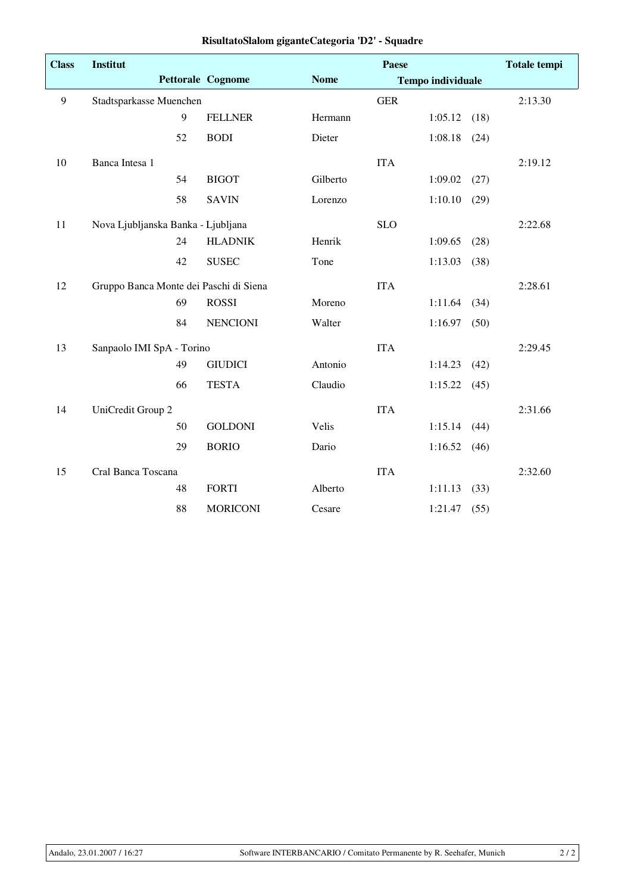# RisultatoSlalom giganteCategoria 'D2' - Squadre

| Class | Institut | | | Paese | | | Totale tempi |
|---|---|---|---|---|---|---|---|
| | Pettorale | Cognome | Nome | Tempo individuale | | | |
| 9 | Stadtsparkasse Muenchen | | | GER | | | 2:13.30 |
| | 9 | FELLNER | Hermann | | 1:05.12 | (18) | |
| | 52 | BODI | Dieter | | 1:08.18 | (24) | |
| 10 | Banca Intesa 1 | | | ITA | | | 2:19.12 |
| | 54 | BIGOT | Gilberto | | 1:09.02 | (27) | |
| | 58 | SAVIN | Lorenzo | | 1:10.10 | (29) | |
| 11 | Nova Ljubljanska Banka - Ljubljana | | | SLO | | | 2:22.68 |
| | 24 | HLADNIK | Henrik | | 1:09.65 | (28) | |
| | 42 | SUSEC | Tone | | 1:13.03 | (38) | |
| 12 | Gruppo Banca Monte dei Paschi di Siena | | | ITA | | | 2:28.61 |
| | 69 | ROSSI | Moreno | | 1:11.64 | (34) | |
| | 84 | NENCIONI | Walter | | 1:16.97 | (50) | |
| 13 | Sanpaolo IMI SpA - Torino | | | ITA | | | 2:29.45 |
| | 49 | GIUDICI | Antonio | | 1:14.23 | (42) | |
| | 66 | TESTA | Claudio | | 1:15.22 | (45) | |
| 14 | UniCredit Group 2 | | | ITA | | | 2:31.66 |
| | 50 | GOLDONI | Velis | | 1:15.14 | (44) | |
| | 29 | BORIO | Dario | | 1:16.52 | (46) | |
| 15 | Cral Banca Toscana | | | ITA | | | 2:32.60 |
| | 48 | FORTI | Alberto | | 1:11.13 | (33) | |
| | 88 | MORICONI | Cesare | | 1:21.47 | (55) | |

Andalo, 23.01.2007 / 16:27 — Software INTERBANCARIO / Comitato Permanente by R. Seehafer, Munich